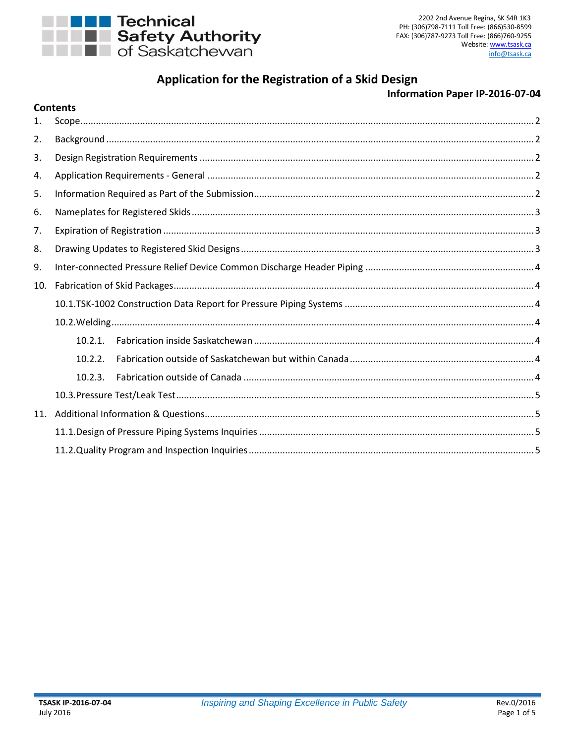Technical Safety Authority of Saskatchewan

2202 2nd Avenue Regina, SK S4R 1K3
PH: (306)798-7111 Toll Free: (866)530-8599
FAX: (306)787-9273 Toll Free: (866)760-9255
Website: www.tsask.ca
info@tsask.ca

# Application for the Registration of a Skid Design

**Information Paper IP-2016-07-04**

## Contents

1. Scope ..... 2
2. Background ..... 2
3. Design Registration Requirements ..... 2
4. Application Requirements - General ..... 2
5. Information Required as Part of the Submission ..... 2
6. Nameplates for Registered Skids ..... 3
7. Expiration of Registration ..... 3
8. Drawing Updates to Registered Skid Designs ..... 3
9. Inter-connected Pressure Relief Device Common Discharge Header Piping ..... 4
10. Fabrication of Skid Packages ..... 4
    - 10.1. TSK-1002 Construction Data Report for Pressure Piping Systems ..... 4
    - 10.2. Welding ..... 4
        - 10.2.1. Fabrication inside Saskatchewan ..... 4
        - 10.2.2. Fabrication outside of Saskatchewan but within Canada ..... 4
        - 10.2.3. Fabrication outside of Canada ..... 4
    - 10.3. Pressure Test/Leak Test ..... 5
11. Additional Information & Questions ..... 5
    - 11.1. Design of Pressure Piping Systems Inquiries ..... 5
    - 11.2. Quality Program and Inspection Inquiries ..... 5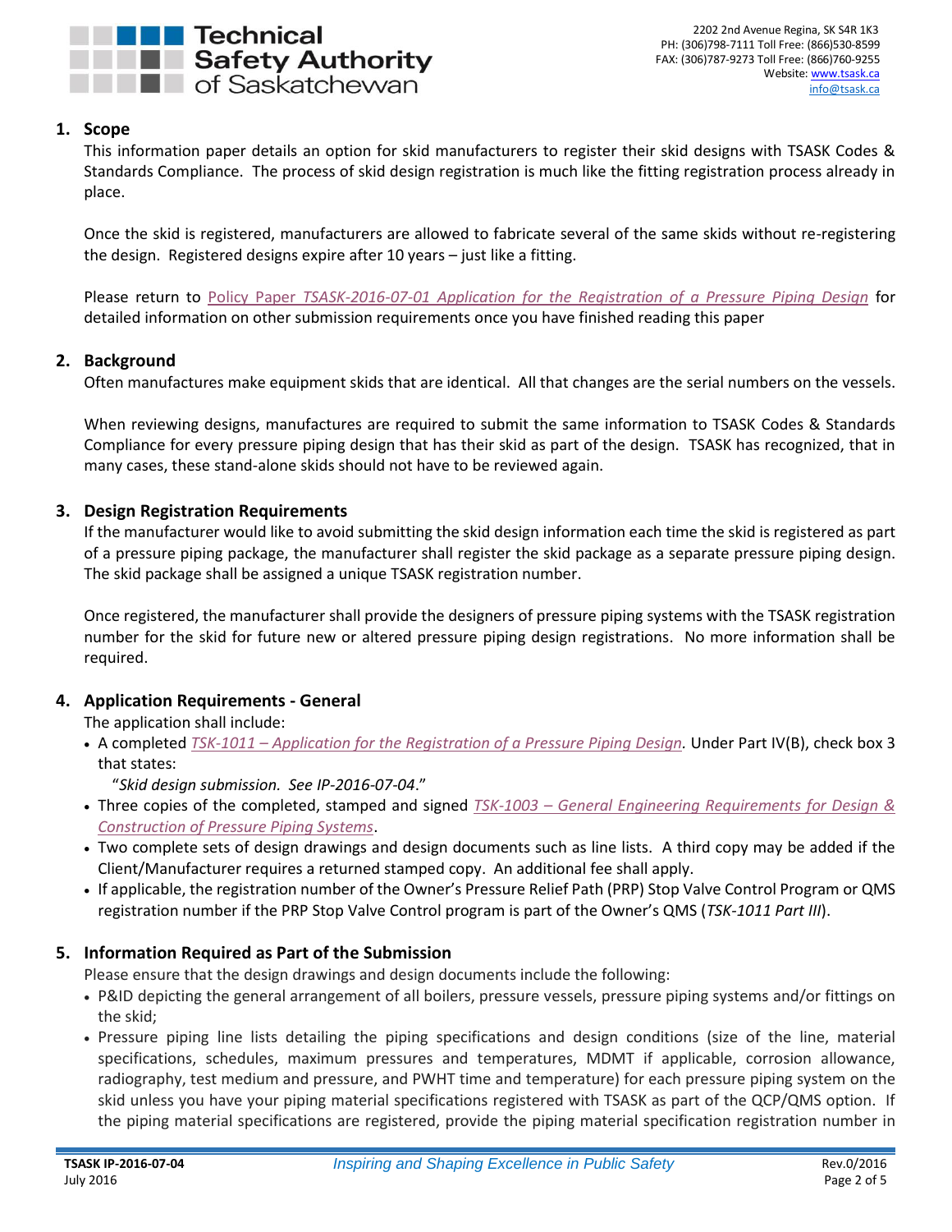## 1. Scope

This information paper details an option for skid manufacturers to register their skid designs with TSASK Codes & Standards Compliance. The process of skid design registration is much like the fitting registration process already in place.

Once the skid is registered, manufacturers are allowed to fabricate several of the same skids without re-registering the design. Registered designs expire after 10 years – just like a fitting.

Please return to Policy Paper *TSASK-2016-07-01 Application for the Registration of a Pressure Piping Design* for detailed information on other submission requirements once you have finished reading this paper

## 2. Background

Often manufactures make equipment skids that are identical. All that changes are the serial numbers on the vessels.

When reviewing designs, manufactures are required to submit the same information to TSASK Codes & Standards Compliance for every pressure piping design that has their skid as part of the design. TSASK has recognized, that in many cases, these stand-alone skids should not have to be reviewed again.

## 3. Design Registration Requirements

If the manufacturer would like to avoid submitting the skid design information each time the skid is registered as part of a pressure piping package, the manufacturer shall register the skid package as a separate pressure piping design. The skid package shall be assigned a unique TSASK registration number.

Once registered, the manufacturer shall provide the designers of pressure piping systems with the TSASK registration number for the skid for future new or altered pressure piping design registrations. No more information shall be required.

## 4. Application Requirements - General

The application shall include:

- A completed *TSK-1011 – Application for the Registration of a Pressure Piping Design*. Under Part IV(B), check box 3 that states:
  "*Skid design submission. See IP-2016-07-04*."
- Three copies of the completed, stamped and signed *TSK-1003 – General Engineering Requirements for Design & Construction of Pressure Piping Systems*.
- Two complete sets of design drawings and design documents such as line lists. A third copy may be added if the Client/Manufacturer requires a returned stamped copy. An additional fee shall apply.
- If applicable, the registration number of the Owner's Pressure Relief Path (PRP) Stop Valve Control Program or QMS registration number if the PRP Stop Valve Control program is part of the Owner's QMS (*TSK-1011 Part III*).

## 5. Information Required as Part of the Submission

Please ensure that the design drawings and design documents include the following:

- P&ID depicting the general arrangement of all boilers, pressure vessels, pressure piping systems and/or fittings on the skid;
- Pressure piping line lists detailing the piping specifications and design conditions (size of the line, material specifications, schedules, maximum pressures and temperatures, MDMT if applicable, corrosion allowance, radiography, test medium and pressure, and PWHT time and temperature) for each pressure piping system on the skid unless you have your piping material specifications registered with TSASK as part of the QCP/QMS option. If the piping material specifications are registered, provide the piping material specification registration number in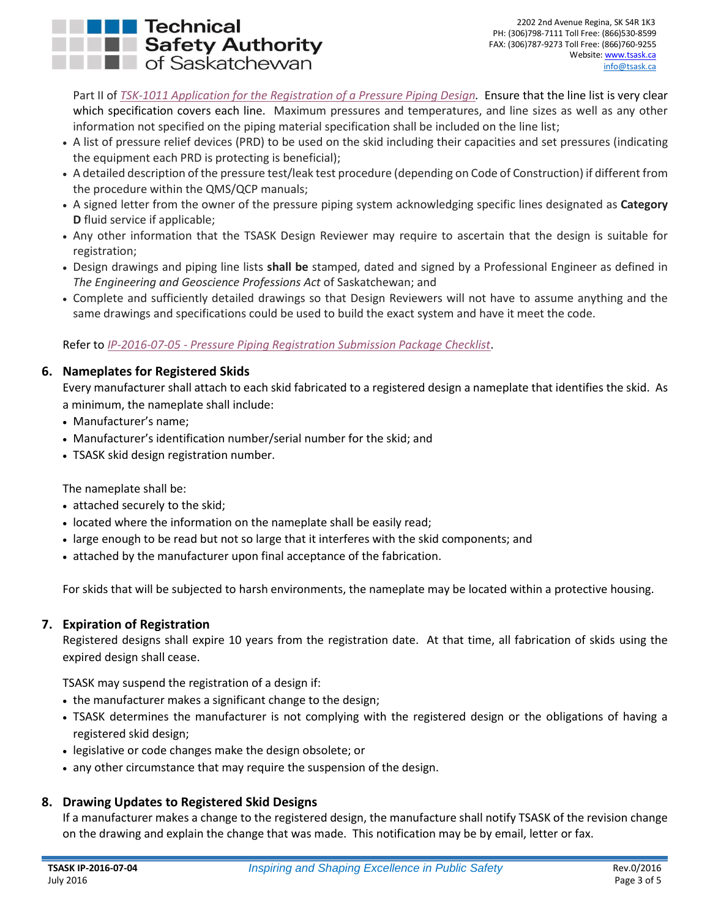Part II of *TSK-1011 Application for the Registration of a Pressure Piping Design.* Ensure that the line list is very clear which specification covers each line. Maximum pressures and temperatures, and line sizes as well as any other information not specified on the piping material specification shall be included on the line list;

- A list of pressure relief devices (PRD) to be used on the skid including their capacities and set pressures (indicating the equipment each PRD is protecting is beneficial);
- A detailed description of the pressure test/leak test procedure (depending on Code of Construction) if different from the procedure within the QMS/QCP manuals;
- A signed letter from the owner of the pressure piping system acknowledging specific lines designated as **Category D** fluid service if applicable;
- Any other information that the TSASK Design Reviewer may require to ascertain that the design is suitable for registration;
- Design drawings and piping line lists **shall be** stamped, dated and signed by a Professional Engineer as defined in *The Engineering and Geoscience Professions Act* of Saskatchewan; and
- Complete and sufficiently detailed drawings so that Design Reviewers will not have to assume anything and the same drawings and specifications could be used to build the exact system and have it meet the code.

Refer to *IP-2016-07-05 - Pressure Piping Registration Submission Package Checklist*.

## 6. Nameplates for Registered Skids

Every manufacturer shall attach to each skid fabricated to a registered design a nameplate that identifies the skid. As a minimum, the nameplate shall include:

- Manufacturer's name;
- Manufacturer's identification number/serial number for the skid; and
- TSASK skid design registration number.

The nameplate shall be:

- attached securely to the skid;
- located where the information on the nameplate shall be easily read;
- large enough to be read but not so large that it interferes with the skid components; and
- attached by the manufacturer upon final acceptance of the fabrication.

For skids that will be subjected to harsh environments, the nameplate may be located within a protective housing.

## 7. Expiration of Registration

Registered designs shall expire 10 years from the registration date. At that time, all fabrication of skids using the expired design shall cease.

TSASK may suspend the registration of a design if:

- the manufacturer makes a significant change to the design;
- TSASK determines the manufacturer is not complying with the registered design or the obligations of having a registered skid design;
- legislative or code changes make the design obsolete; or
- any other circumstance that may require the suspension of the design.

## 8. Drawing Updates to Registered Skid Designs

If a manufacturer makes a change to the registered design, the manufacture shall notify TSASK of the revision change on the drawing and explain the change that was made. This notification may be by email, letter or fax.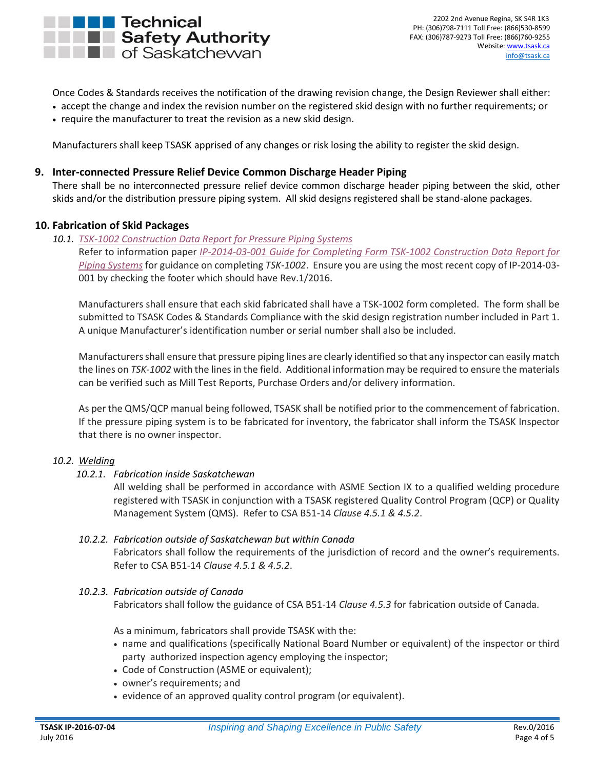Once Codes & Standards receives the notification of the drawing revision change, the Design Reviewer shall either:

- accept the change and index the revision number on the registered skid design with no further requirements; or
- require the manufacturer to treat the revision as a new skid design.

Manufacturers shall keep TSASK apprised of any changes or risk losing the ability to register the skid design.

## 9. Inter-connected Pressure Relief Device Common Discharge Header Piping

There shall be no interconnected pressure relief device common discharge header piping between the skid, other skids and/or the distribution pressure piping system. All skid designs registered shall be stand-alone packages.

## 10. Fabrication of Skid Packages

### *10.1. TSK-1002 Construction Data Report for Pressure Piping Systems*

Refer to information paper *IP-2014-03-001 Guide for Completing Form TSK-1002 Construction Data Report for Piping Systems* for guidance on completing *TSK-1002*. Ensure you are using the most recent copy of IP-2014-03-001 by checking the footer which should have Rev.1/2016.

Manufacturers shall ensure that each skid fabricated shall have a TSK-1002 form completed. The form shall be submitted to TSASK Codes & Standards Compliance with the skid design registration number included in Part 1. A unique Manufacturer's identification number or serial number shall also be included.

Manufacturers shall ensure that pressure piping lines are clearly identified so that any inspector can easily match the lines on *TSK-1002* with the lines in the field. Additional information may be required to ensure the materials can be verified such as Mill Test Reports, Purchase Orders and/or delivery information.

As per the QMS/QCP manual being followed, TSASK shall be notified prior to the commencement of fabrication. If the pressure piping system is to be fabricated for inventory, the fabricator shall inform the TSASK Inspector that there is no owner inspector.

### *10.2. Welding*

#### *10.2.1. Fabrication inside Saskatchewan*

All welding shall be performed in accordance with ASME Section IX to a qualified welding procedure registered with TSASK in conjunction with a TSASK registered Quality Control Program (QCP) or Quality Management System (QMS). Refer to CSA B51-14 *Clause 4.5.1 & 4.5.2*.

#### *10.2.2. Fabrication outside of Saskatchewan but within Canada*

Fabricators shall follow the requirements of the jurisdiction of record and the owner's requirements. Refer to CSA B51-14 *Clause 4.5.1 & 4.5.2*.

#### *10.2.3. Fabrication outside of Canada*

Fabricators shall follow the guidance of CSA B51-14 *Clause 4.5.3* for fabrication outside of Canada.

As a minimum, fabricators shall provide TSASK with the:

- name and qualifications (specifically National Board Number or equivalent) of the inspector or third party authorized inspection agency employing the inspector;
- Code of Construction (ASME or equivalent);
- owner's requirements; and
- evidence of an approved quality control program (or equivalent).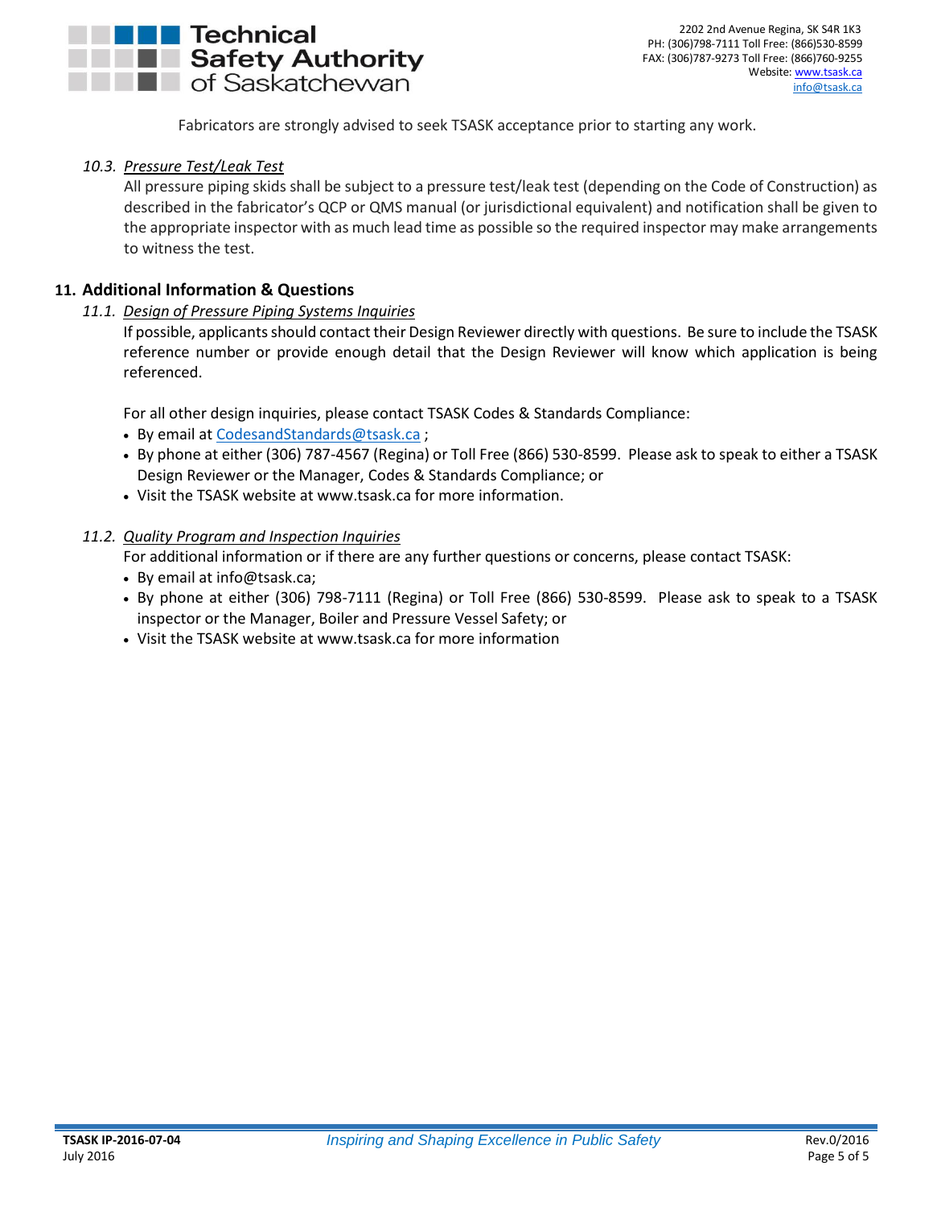Fabricators are strongly advised to seek TSASK acceptance prior to starting any work.

*10.3. Pressure Test/Leak Test*

All pressure piping skids shall be subject to a pressure test/leak test (depending on the Code of Construction) as described in the fabricator's QCP or QMS manual (or jurisdictional equivalent) and notification shall be given to the appropriate inspector with as much lead time as possible so the required inspector may make arrangements to witness the test.

## 11. Additional Information & Questions

*11.1. Design of Pressure Piping Systems Inquiries*

If possible, applicants should contact their Design Reviewer directly with questions. Be sure to include the TSASK reference number or provide enough detail that the Design Reviewer will know which application is being referenced.

For all other design inquiries, please contact TSASK Codes & Standards Compliance:

- By email at CodesandStandards@tsask.ca ;
- By phone at either (306) 787-4567 (Regina) or Toll Free (866) 530-8599. Please ask to speak to either a TSASK Design Reviewer or the Manager, Codes & Standards Compliance; or
- Visit the TSASK website at www.tsask.ca for more information.

*11.2. Quality Program and Inspection Inquiries*

For additional information or if there are any further questions or concerns, please contact TSASK:

- By email at info@tsask.ca;
- By phone at either (306) 798-7111 (Regina) or Toll Free (866) 530-8599. Please ask to speak to a TSASK inspector or the Manager, Boiler and Pressure Vessel Safety; or
- Visit the TSASK website at www.tsask.ca for more information